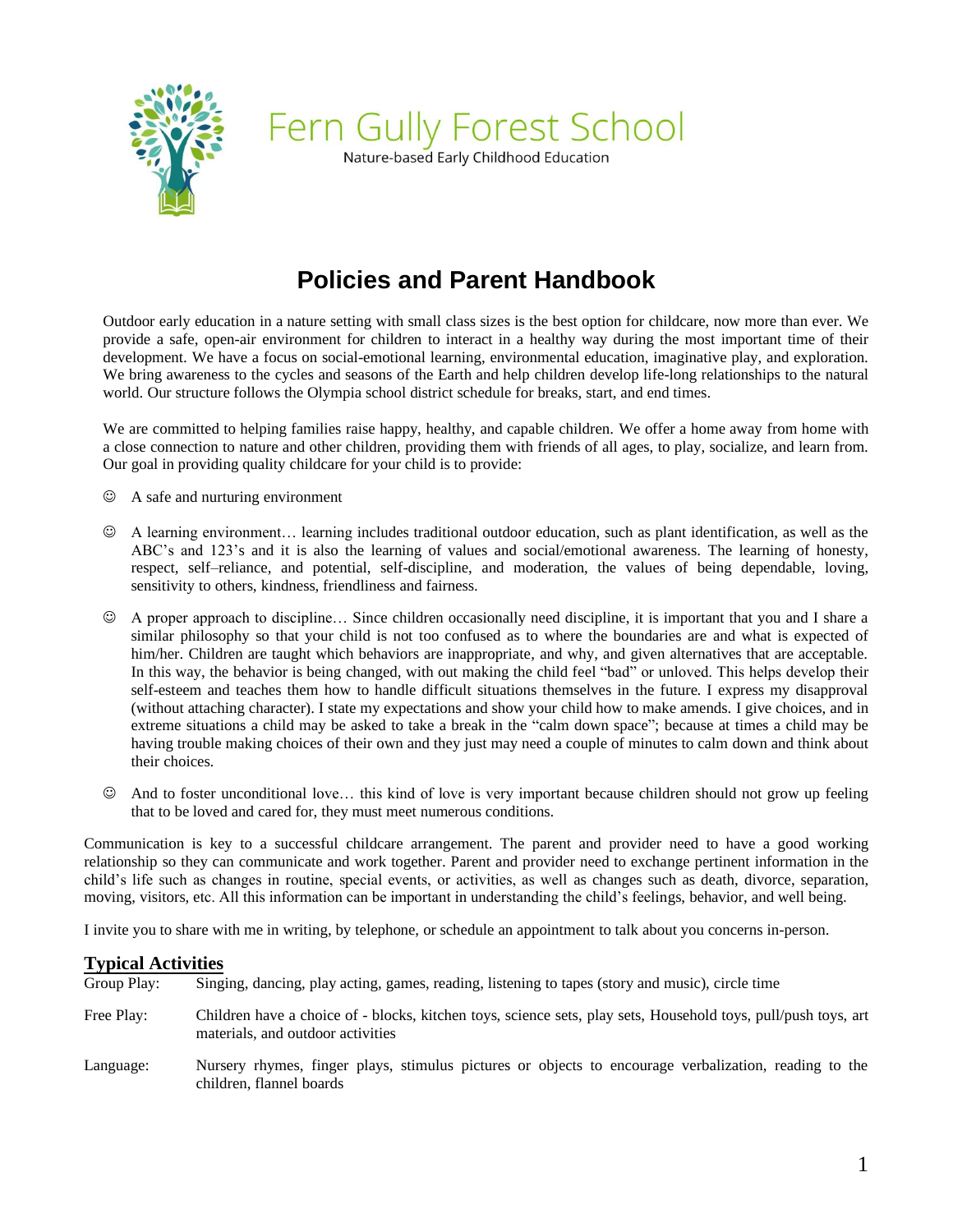# Fern Gully Forest School

Nature-based Early Childhood Education

## Policies and Parent Handbook

Outdoor early education in a nature setting with small class sizes is the best option for childcare, now more than ever. We provide a safe, open-air environment for children to interact in a healthy way during the most important time of their development. We have a focus on social-emotional learning, environmental education, imaginative play, and exploration. We bring awareness to the cycles and seasons of the Earth and help children develop life-long relationships to the natural world. Our structure follows the Olympia school district schedule for breaks, start, and end times.

We are committed to helping families raise happy, healthy, and capable children. We offer a home away from home with a close connection to nature and other children, providing them with friends of all ages, to play, socialize, and learn from. Our goal in providing quality childcare for your child is to provide:

☺ A safe and nurturing environment

☺ A learning environment… learning includes traditional outdoor education, such as plant identification, as well as the ABC's and 123's and it is also the learning of values and social/emotional awareness. The learning of honesty, respect, self–reliance, and potential, self-discipline, and moderation, the values of being dependable, loving, sensitivity to others, kindness, friendliness and fairness.

☺ A proper approach to discipline… Since children occasionally need discipline, it is important that you and I share a similar philosophy so that your child is not too confused as to where the boundaries are and what is expected of him/her. Children are taught which behaviors are inappropriate, and why, and given alternatives that are acceptable. In this way, the behavior is being changed, with out making the child feel "bad" or unloved. This helps develop their self-esteem and teaches them how to handle difficult situations themselves in the future. I express my disapproval (without attaching character). I state my expectations and show your child how to make amends. I give choices, and in extreme situations a child may be asked to take a break in the "calm down space"; because at times a child may be having trouble making choices of their own and they just may need a couple of minutes to calm down and think about their choices.

☺ And to foster unconditional love… this kind of love is very important because children should not grow up feeling that to be loved and cared for, they must meet numerous conditions.

Communication is key to a successful childcare arrangement. The parent and provider need to have a good working relationship so they can communicate and work together. Parent and provider need to exchange pertinent information in the child's life such as changes in routine, special events, or activities, as well as changes such as death, divorce, separation, moving, visitors, etc. All this information can be important in understanding the child's feelings, behavior, and well being.

I invite you to share with me in writing, by telephone, or schedule an appointment to talk about you concerns in-person.

### Typical Activities

Group Play: Singing, dancing, play acting, games, reading, listening to tapes (story and music), circle time

Free Play: Children have a choice of - blocks, kitchen toys, science sets, play sets, Household toys, pull/push toys, art materials, and outdoor activities

Language: Nursery rhymes, finger plays, stimulus pictures or objects to encourage verbalization, reading to the children, flannel boards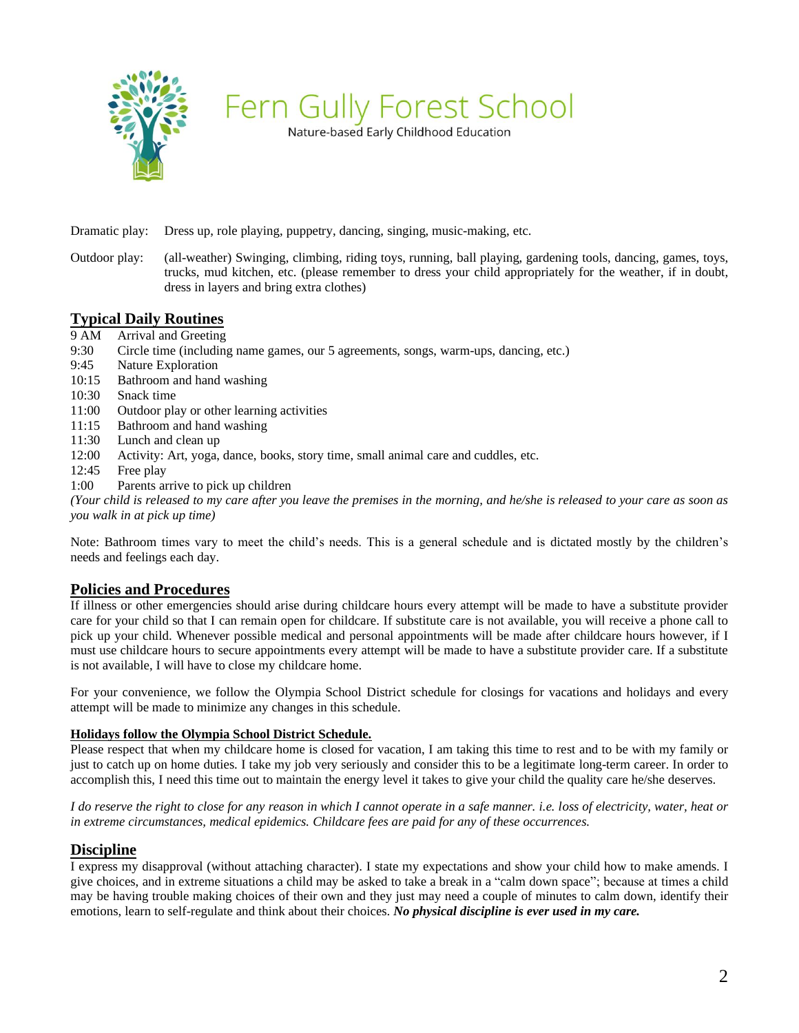# Fern Gully Forest School

Nature-based Early Childhood Education

Dramatic play: Dress up, role playing, puppetry, dancing, singing, music-making, etc.

Outdoor play: (all-weather) Swinging, climbing, riding toys, running, ball playing, gardening tools, dancing, games, toys, trucks, mud kitchen, etc. (please remember to dress your child appropriately for the weather, if in doubt, dress in layers and bring extra clothes)

## Typical Daily Routines

9 AM Arrival and Greeting
9:30 Circle time (including name games, our 5 agreements, songs, warm-ups, dancing, etc.)
9:45 Nature Exploration
10:15 Bathroom and hand washing
10:30 Snack time
11:00 Outdoor play or other learning activities
11:15 Bathroom and hand washing
11:30 Lunch and clean up
12:00 Activity: Art, yoga, dance, books, story time, small animal care and cuddles, etc.
12:45 Free play
1:00 Parents arrive to pick up children

*(Your child is released to my care after you leave the premises in the morning, and he/she is released to your care as soon as you walk in at pick up time)*

Note: Bathroom times vary to meet the child's needs. This is a general schedule and is dictated mostly by the children's needs and feelings each day.

## Policies and Procedures

If illness or other emergencies should arise during childcare hours every attempt will be made to have a substitute provider care for your child so that I can remain open for childcare. If substitute care is not available, you will receive a phone call to pick up your child. Whenever possible medical and personal appointments will be made after childcare hours however, if I must use childcare hours to secure appointments every attempt will be made to have a substitute provider care. If a substitute is not available, I will have to close my childcare home.

For your convenience, we follow the Olympia School District schedule for closings for vacations and holidays and every attempt will be made to minimize any changes in this schedule.

**Holidays follow the Olympia School District Schedule.**

Please respect that when my childcare home is closed for vacation, I am taking this time to rest and to be with my family or just to catch up on home duties. I take my job very seriously and consider this to be a legitimate long-term career. In order to accomplish this, I need this time out to maintain the energy level it takes to give your child the quality care he/she deserves.

*I do reserve the right to close for any reason in which I cannot operate in a safe manner. i.e. loss of electricity, water, heat or in extreme circumstances, medical epidemics. Childcare fees are paid for any of these occurrences.*

## Discipline

I express my disapproval (without attaching character). I state my expectations and show your child how to make amends. I give choices, and in extreme situations a child may be asked to take a break in a "calm down space"; because at times a child may be having trouble making choices of their own and they just may need a couple of minutes to calm down, identify their emotions, learn to self-regulate and think about their choices. ***No physical discipline is ever used in my care.***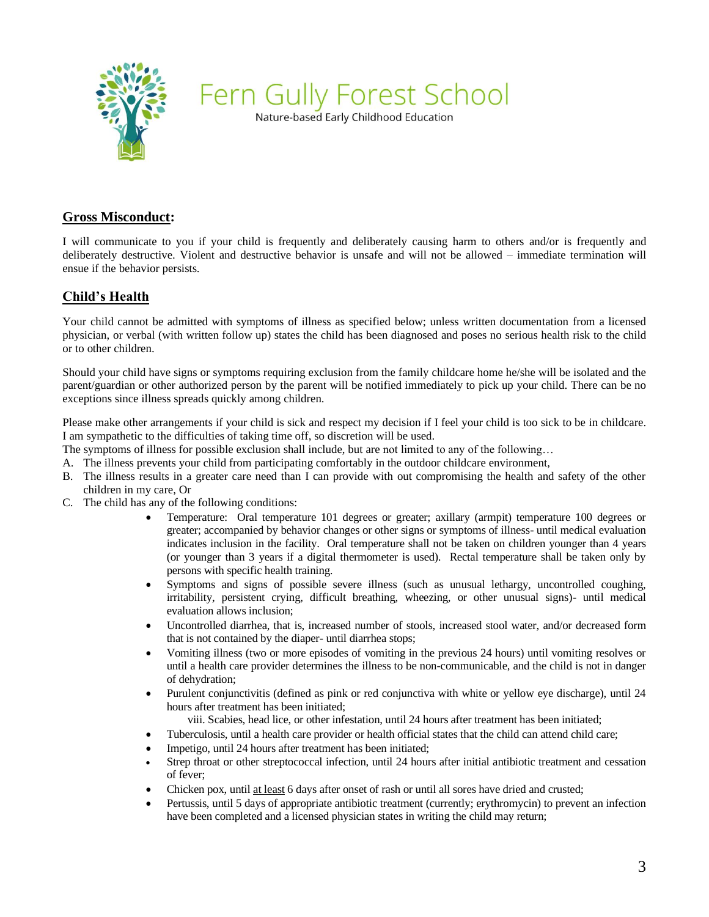# Fern Gully Forest School

Nature-based Early Childhood Education

## Gross Misconduct:

I will communicate to you if your child is frequently and deliberately causing harm to others and/or is frequently and deliberately destructive. Violent and destructive behavior is unsafe and will not be allowed – immediate termination will ensue if the behavior persists.

## Child's Health

Your child cannot be admitted with symptoms of illness as specified below; unless written documentation from a licensed physician, or verbal (with written follow up) states the child has been diagnosed and poses no serious health risk to the child or to other children.

Should your child have signs or symptoms requiring exclusion from the family childcare home he/she will be isolated and the parent/guardian or other authorized person by the parent will be notified immediately to pick up your child. There can be no exceptions since illness spreads quickly among children.

Please make other arrangements if your child is sick and respect my decision if I feel your child is too sick to be in childcare. I am sympathetic to the difficulties of taking time off, so discretion will be used.

The symptoms of illness for possible exclusion shall include, but are not limited to any of the following…

A. The illness prevents your child from participating comfortably in the outdoor childcare environment,
B. The illness results in a greater care need than I can provide with out compromising the health and safety of the other children in my care, Or
C. The child has any of the following conditions:
    - Temperature: Oral temperature 101 degrees or greater; axillary (armpit) temperature 100 degrees or greater; accompanied by behavior changes or other signs or symptoms of illness- until medical evaluation indicates inclusion in the facility. Oral temperature shall not be taken on children younger than 4 years (or younger than 3 years if a digital thermometer is used). Rectal temperature shall be taken only by persons with specific health training.
    - Symptoms and signs of possible severe illness (such as unusual lethargy, uncontrolled coughing, irritability, persistent crying, difficult breathing, wheezing, or other unusual signs)- until medical evaluation allows inclusion;
    - Uncontrolled diarrhea, that is, increased number of stools, increased stool water, and/or decreased form that is not contained by the diaper- until diarrhea stops;
    - Vomiting illness (two or more episodes of vomiting in the previous 24 hours) until vomiting resolves or until a health care provider determines the illness to be non-communicable, and the child is not in danger of dehydration;
    - Purulent conjunctivitis (defined as pink or red conjunctiva with white or yellow eye discharge), until 24 hours after treatment has been initiated;
      viii. Scabies, head lice, or other infestation, until 24 hours after treatment has been initiated;
    - Tuberculosis, until a health care provider or health official states that the child can attend child care;
    - Impetigo, until 24 hours after treatment has been initiated;
    - Strep throat or other streptococcal infection, until 24 hours after initial antibiotic treatment and cessation of fever;
    - Chicken pox, until at least 6 days after onset of rash or until all sores have dried and crusted;
    - Pertussis, until 5 days of appropriate antibiotic treatment (currently; erythromycin) to prevent an infection have been completed and a licensed physician states in writing the child may return;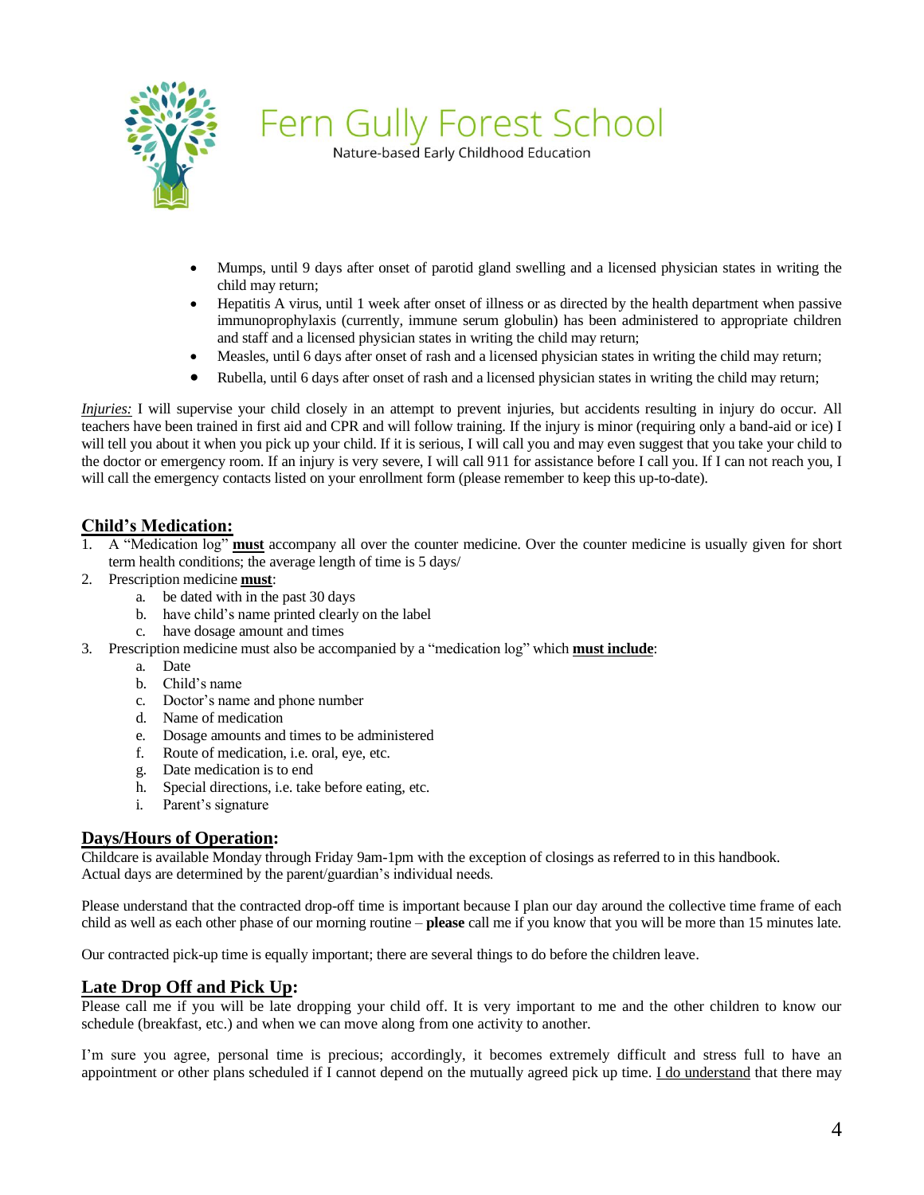- Mumps, until 9 days after onset of parotid gland swelling and a licensed physician states in writing the child may return;
- Hepatitis A virus, until 1 week after onset of illness or as directed by the health department when passive immunoprophylaxis (currently, immune serum globulin) has been administered to appropriate children and staff and a licensed physician states in writing the child may return;
- Measles, until 6 days after onset of rash and a licensed physician states in writing the child may return;
- Rubella, until 6 days after onset of rash and a licensed physician states in writing the child may return;

*Injuries:* I will supervise your child closely in an attempt to prevent injuries, but accidents resulting in injury do occur. All teachers have been trained in first aid and CPR and will follow training. If the injury is minor (requiring only a band-aid or ice) I will tell you about it when you pick up your child. If it is serious, I will call you and may even suggest that you take your child to the doctor or emergency room. If an injury is very severe, I will call 911 for assistance before I call you. If I can not reach you, I will call the emergency contacts listed on your enrollment form (please remember to keep this up-to-date).

## Child's Medication:

1. A "Medication log" **must** accompany all over the counter medicine. Over the counter medicine is usually given for short term health conditions; the average length of time is 5 days/
2. Prescription medicine **must**:
   a. be dated with in the past 30 days
   b. have child's name printed clearly on the label
   c. have dosage amount and times
3. Prescription medicine must also be accompanied by a "medication log" which **must include**:
   a. Date
   b. Child's name
   c. Doctor's name and phone number
   d. Name of medication
   e. Dosage amounts and times to be administered
   f. Route of medication, i.e. oral, eye, etc.
   g. Date medication is to end
   h. Special directions, i.e. take before eating, etc.
   i. Parent's signature

## Days/Hours of Operation:

Childcare is available Monday through Friday 9am-1pm with the exception of closings as referred to in this handbook. Actual days are determined by the parent/guardian's individual needs.

Please understand that the contracted drop-off time is important because I plan our day around the collective time frame of each child as well as each other phase of our morning routine – **please** call me if you know that you will be more than 15 minutes late.

Our contracted pick-up time is equally important; there are several things to do before the children leave.

## Late Drop Off and Pick Up:

Please call me if you will be late dropping your child off. It is very important to me and the other children to know our schedule (breakfast, etc.) and when we can move along from one activity to another.

I'm sure you agree, personal time is precious; accordingly, it becomes extremely difficult and stress full to have an appointment or other plans scheduled if I cannot depend on the mutually agreed pick up time. <u>I do understand</u> that there may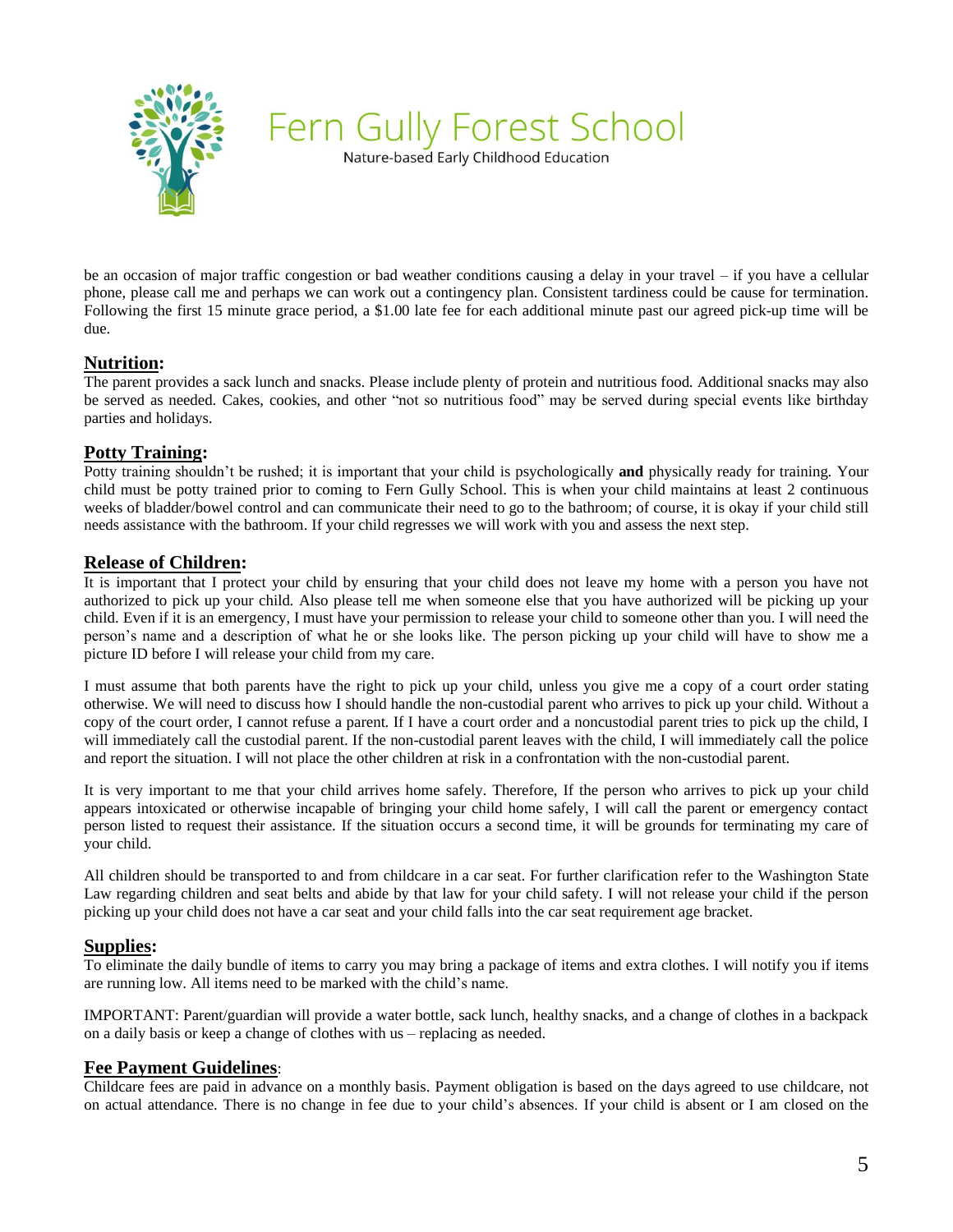be an occasion of major traffic congestion or bad weather conditions causing a delay in your travel – if you have a cellular phone, please call me and perhaps we can work out a contingency plan. Consistent tardiness could be cause for termination. Following the first 15 minute grace period, a $1.00 late fee for each additional minute past our agreed pick-up time will be due.

## Nutrition:

The parent provides a sack lunch and snacks. Please include plenty of protein and nutritious food. Additional snacks may also be served as needed. Cakes, cookies, and other "not so nutritious food" may be served during special events like birthday parties and holidays.

## Potty Training:

Potty training shouldn't be rushed; it is important that your child is psychologically **and** physically ready for training. Your child must be potty trained prior to coming to Fern Gully School. This is when your child maintains at least 2 continuous weeks of bladder/bowel control and can communicate their need to go to the bathroom; of course, it is okay if your child still needs assistance with the bathroom. If your child regresses we will work with you and assess the next step.

## Release of Children:

It is important that I protect your child by ensuring that your child does not leave my home with a person you have not authorized to pick up your child. Also please tell me when someone else that you have authorized will be picking up your child. Even if it is an emergency, I must have your permission to release your child to someone other than you. I will need the person's name and a description of what he or she looks like. The person picking up your child will have to show me a picture ID before I will release your child from my care.

I must assume that both parents have the right to pick up your child, unless you give me a copy of a court order stating otherwise. We will need to discuss how I should handle the non-custodial parent who arrives to pick up your child. Without a copy of the court order, I cannot refuse a parent. If I have a court order and a noncustodial parent tries to pick up the child, I will immediately call the custodial parent. If the non-custodial parent leaves with the child, I will immediately call the police and report the situation. I will not place the other children at risk in a confrontation with the non-custodial parent.

It is very important to me that your child arrives home safely. Therefore, If the person who arrives to pick up your child appears intoxicated or otherwise incapable of bringing your child home safely, I will call the parent or emergency contact person listed to request their assistance. If the situation occurs a second time, it will be grounds for terminating my care of your child.

All children should be transported to and from childcare in a car seat. For further clarification refer to the Washington State Law regarding children and seat belts and abide by that law for your child safety. I will not release your child if the person picking up your child does not have a car seat and your child falls into the car seat requirement age bracket.

## Supplies:

To eliminate the daily bundle of items to carry you may bring a package of items and extra clothes. I will notify you if items are running low. All items need to be marked with the child's name.

IMPORTANT: Parent/guardian will provide a water bottle, sack lunch, healthy snacks, and a change of clothes in a backpack on a daily basis or keep a change of clothes with us – replacing as needed.

## Fee Payment Guidelines:

Childcare fees are paid in advance on a monthly basis. Payment obligation is based on the days agreed to use childcare, not on actual attendance. There is no change in fee due to your child's absences. If your child is absent or I am closed on the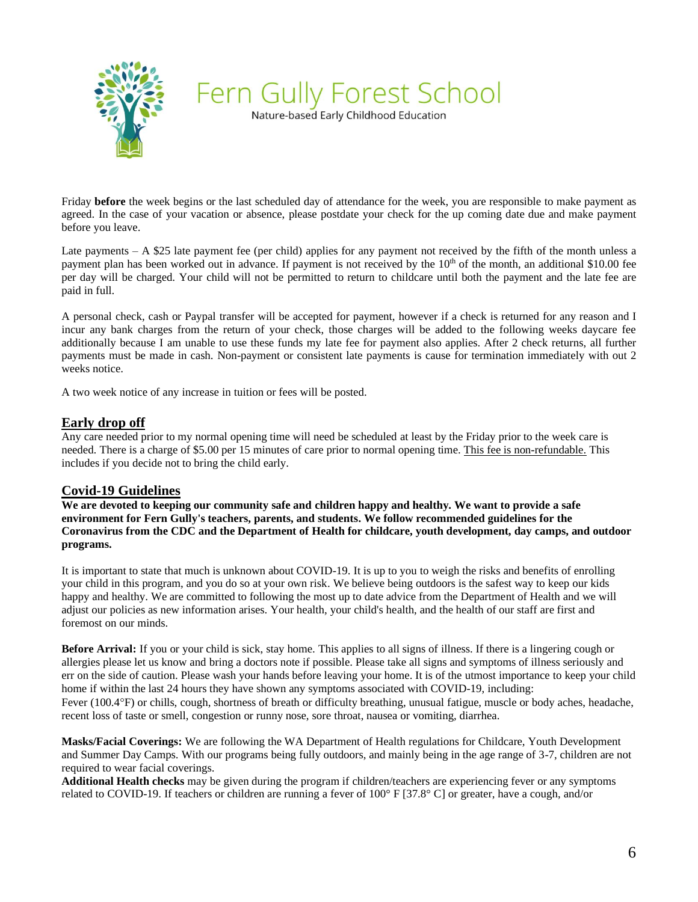Friday **before** the week begins or the last scheduled day of attendance for the week, you are responsible to make payment as agreed. In the case of your vacation or absence, please postdate your check for the up coming date due and make payment before you leave.

Late payments – A $25 late payment fee (per child) applies for any payment not received by the fifth of the month unless a payment plan has been worked out in advance. If payment is not received by the 10th of the month, an additional $10.00 fee per day will be charged. Your child will not be permitted to return to childcare until both the payment and the late fee are paid in full.

A personal check, cash or Paypal transfer will be accepted for payment, however if a check is returned for any reason and I incur any bank charges from the return of your check, those charges will be added to the following weeks daycare fee additionally because I am unable to use these funds my late fee for payment also applies. After 2 check returns, all further payments must be made in cash. Non-payment or consistent late payments is cause for termination immediately with out 2 weeks notice.

A two week notice of any increase in tuition or fees will be posted.

## Early drop off

Any care needed prior to my normal opening time will need be scheduled at least by the Friday prior to the week care is needed. There is a charge of $5.00 per 15 minutes of care prior to normal opening time. This fee is non-refundable. This includes if you decide not to bring the child early.

## Covid-19 Guidelines

**We are devoted to keeping our community safe and children happy and healthy. We want to provide a safe environment for Fern Gully's teachers, parents, and students. We follow recommended guidelines for the Coronavirus from the CDC and the Department of Health for childcare, youth development, day camps, and outdoor programs.**

It is important to state that much is unknown about COVID-19. It is up to you to weigh the risks and benefits of enrolling your child in this program, and you do so at your own risk. We believe being outdoors is the safest way to keep our kids happy and healthy. We are committed to following the most up to date advice from the Department of Health and we will adjust our policies as new information arises. Your health, your child's health, and the health of our staff are first and foremost on our minds.

**Before Arrival:** If you or your child is sick, stay home. This applies to all signs of illness. If there is a lingering cough or allergies please let us know and bring a doctors note if possible. Please take all signs and symptoms of illness seriously and err on the side of caution. Please wash your hands before leaving your home. It is of the utmost importance to keep your child home if within the last 24 hours they have shown any symptoms associated with COVID-19, including:
Fever (100.4°F) or chills, cough, shortness of breath or difficulty breathing, unusual fatigue, muscle or body aches, headache, recent loss of taste or smell, congestion or runny nose, sore throat, nausea or vomiting, diarrhea.

**Masks/Facial Coverings:** We are following the WA Department of Health regulations for Childcare, Youth Development and Summer Day Camps. With our programs being fully outdoors, and mainly being in the age range of 3-7, children are not required to wear facial coverings.
**Additional Health checks** may be given during the program if children/teachers are experiencing fever or any symptoms related to COVID-19. If teachers or children are running a fever of 100° F [37.8° C] or greater, have a cough, and/or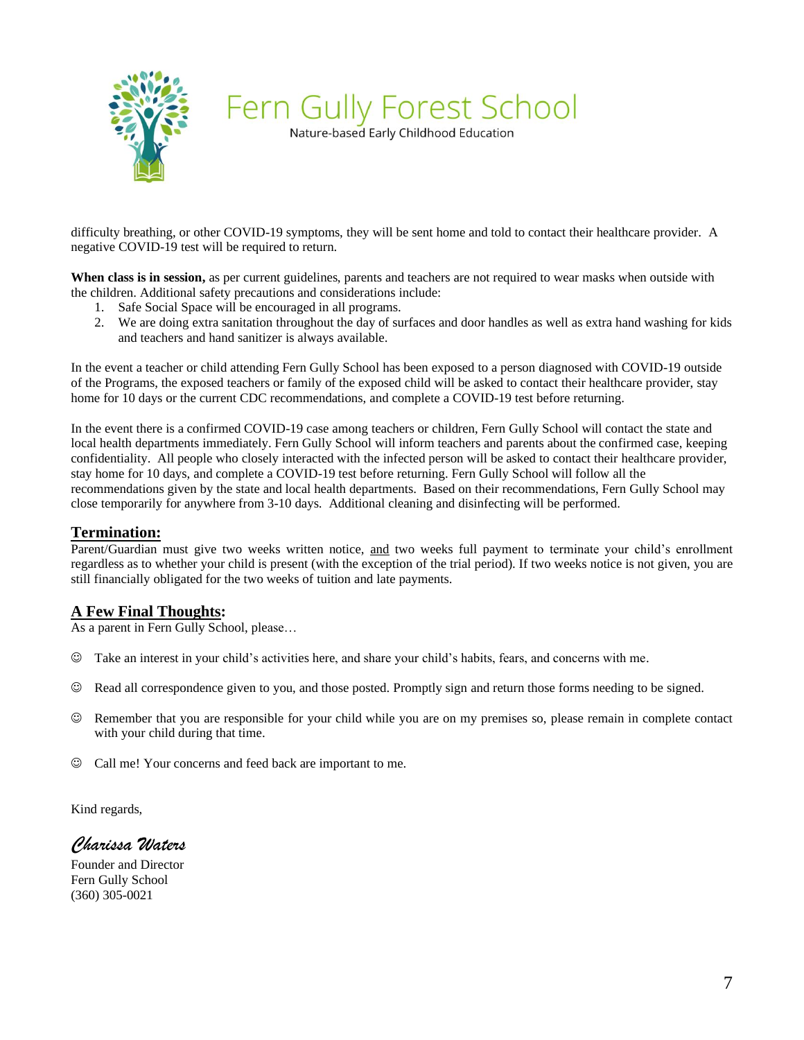difficulty breathing, or other COVID-19 symptoms, they will be sent home and told to contact their healthcare provider. A negative COVID-19 test will be required to return.

**When class is in session,** as per current guidelines, parents and teachers are not required to wear masks when outside with the children. Additional safety precautions and considerations include:

1. Safe Social Space will be encouraged in all programs.
2. We are doing extra sanitation throughout the day of surfaces and door handles as well as extra hand washing for kids and teachers and hand sanitizer is always available.

In the event a teacher or child attending Fern Gully School has been exposed to a person diagnosed with COVID-19 outside of the Programs, the exposed teachers or family of the exposed child will be asked to contact their healthcare provider, stay home for 10 days or the current CDC recommendations, and complete a COVID-19 test before returning.

In the event there is a confirmed COVID-19 case among teachers or children, Fern Gully School will contact the state and local health departments immediately. Fern Gully School will inform teachers and parents about the confirmed case, keeping confidentiality. All people who closely interacted with the infected person will be asked to contact their healthcare provider, stay home for 10 days, and complete a COVID-19 test before returning. Fern Gully School will follow all the recommendations given by the state and local health departments. Based on their recommendations, Fern Gully School may close temporarily for anywhere from 3-10 days. Additional cleaning and disinfecting will be performed.

## Termination:

Parent/Guardian must give two weeks written notice, and two weeks full payment to terminate your child's enrollment regardless as to whether your child is present (with the exception of the trial period). If two weeks notice is not given, you are still financially obligated for the two weeks of tuition and late payments.

## A Few Final Thoughts:

As a parent in Fern Gully School, please…

- ☺ Take an interest in your child's activities here, and share your child's habits, fears, and concerns with me.
- ☺ Read all correspondence given to you, and those posted. Promptly sign and return those forms needing to be signed.
- ☺ Remember that you are responsible for your child while you are on my premises so, please remain in complete contact with your child during that time.
- ☺ Call me! Your concerns and feed back are important to me.

Kind regards,

*Charissa Waters*

Founder and Director
Fern Gully School
(360) 305-0021